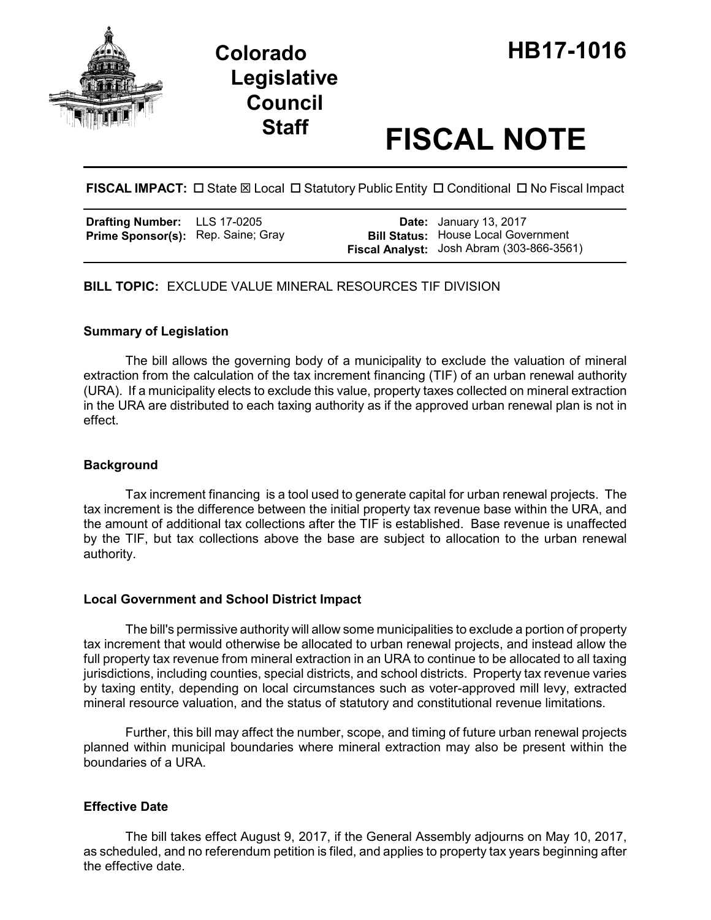# Colorado Legislative Council Staff

# HB17-1016

# FISCAL NOTE

**FISCAL IMPACT:** ☐ State ☒ Local ☐ Statutory Public Entity ☐ Conditional ☐ No Fiscal Impact

| | | | |
|---|---|---|---|
| **Drafting Number:** | LLS 17-0205 | **Date:** | January 13, 2017 |
| **Prime Sponsor(s):** | Rep. Saine; Gray | **Bill Status:** | House Local Government |
| | | **Fiscal Analyst:** | Josh Abram (303-866-3561) |

**BILL TOPIC:** EXCLUDE VALUE MINERAL RESOURCES TIF DIVISION

### Summary of Legislation

The bill allows the governing body of a municipality to exclude the valuation of mineral extraction from the calculation of the tax increment financing (TIF) of an urban renewal authority (URA). If a municipality elects to exclude this value, property taxes collected on mineral extraction in the URA are distributed to each taxing authority as if the approved urban renewal plan is not in effect.

### Background

Tax increment financing is a tool used to generate capital for urban renewal projects. The tax increment is the difference between the initial property tax revenue base within the URA, and the amount of additional tax collections after the TIF is established. Base revenue is unaffected by the TIF, but tax collections above the base are subject to allocation to the urban renewal authority.

### Local Government and School District Impact

The bill's permissive authority will allow some municipalities to exclude a portion of property tax increment that would otherwise be allocated to urban renewal projects, and instead allow the full property tax revenue from mineral extraction in an URA to continue to be allocated to all taxing jurisdictions, including counties, special districts, and school districts. Property tax revenue varies by taxing entity, depending on local circumstances such as voter-approved mill levy, extracted mineral resource valuation, and the status of statutory and constitutional revenue limitations.

Further, this bill may affect the number, scope, and timing of future urban renewal projects planned within municipal boundaries where mineral extraction may also be present within the boundaries of a URA.

### Effective Date

The bill takes effect August 9, 2017, if the General Assembly adjourns on May 10, 2017, as scheduled, and no referendum petition is filed, and applies to property tax years beginning after the effective date.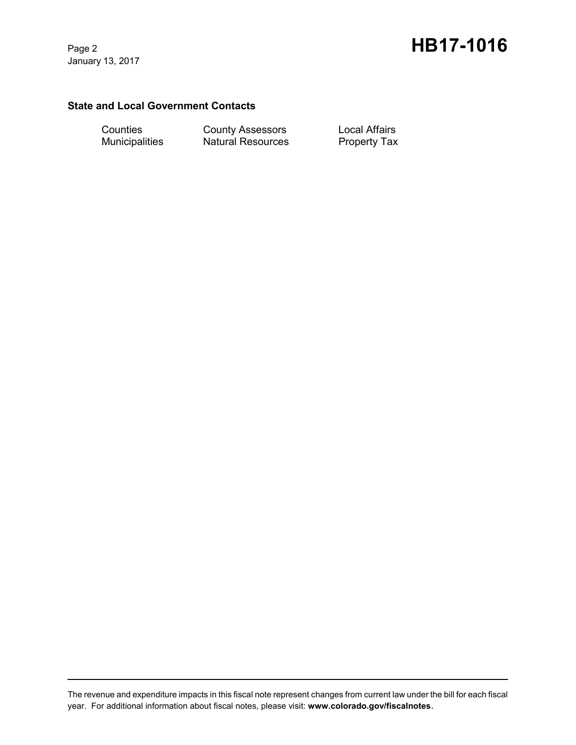**State and Local Government Contacts**

| | | |
|---|---|---|
| Counties | County Assessors | Local Affairs |
| Municipalities | Natural Resources | Property Tax |

The revenue and expenditure impacts in this fiscal note represent changes from current law under the bill for each fiscal year. For additional information about fiscal notes, please visit: **www.colorado.gov/fiscalnotes.**